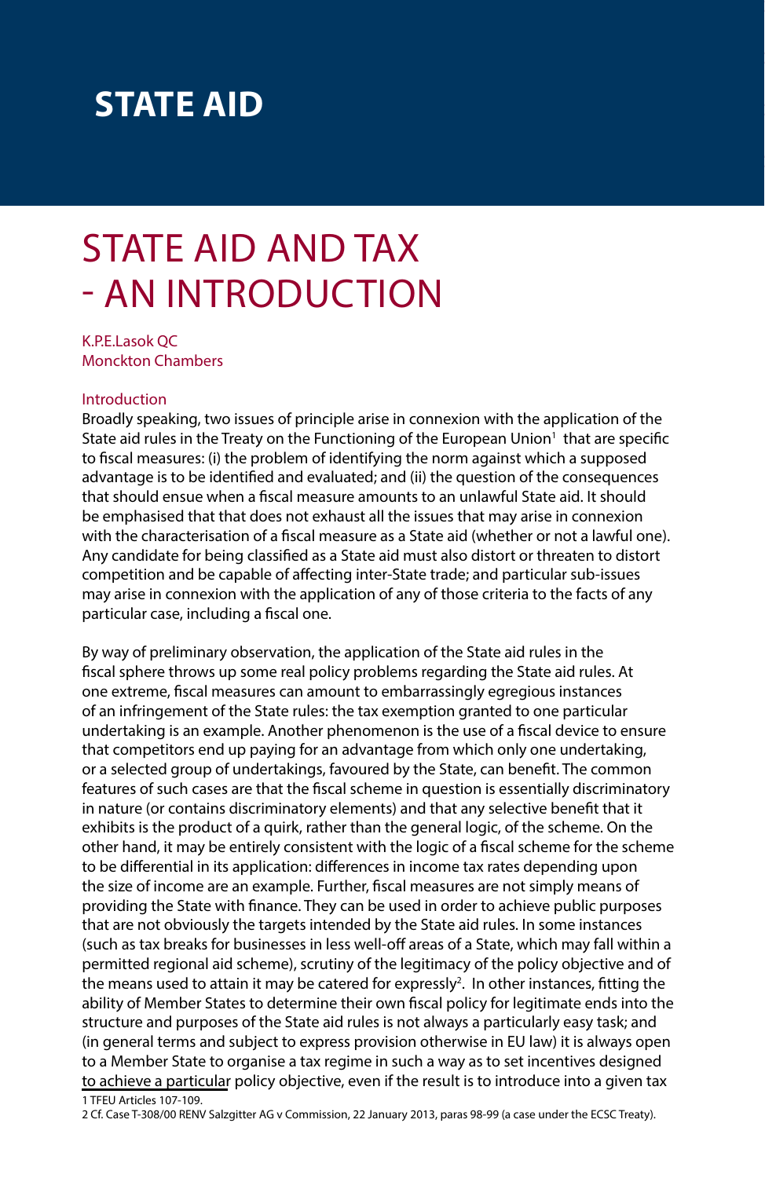# STATE AID

## STATE AID AND TAX - AN INTRODUCTION

K.P.E.Lasok QC
Monckton Chambers

### Introduction

Broadly speaking, two issues of principle arise in connexion with the application of the State aid rules in the Treaty on the Functioning of the European Union[1] that are specific to fiscal measures: (i) the problem of identifying the norm against which a supposed advantage is to be identified and evaluated; and (ii) the question of the consequences that should ensue when a fiscal measure amounts to an unlawful State aid. It should be emphasised that that does not exhaust all the issues that may arise in connexion with the characterisation of a fiscal measure as a State aid (whether or not a lawful one). Any candidate for being classified as a State aid must also distort or threaten to distort competition and be capable of affecting inter-State trade; and particular sub-issues may arise in connexion with the application of any of those criteria to the facts of any particular case, including a fiscal one.

By way of preliminary observation, the application of the State aid rules in the fiscal sphere throws up some real policy problems regarding the State aid rules. At one extreme, fiscal measures can amount to embarrassingly egregious instances of an infringement of the State rules: the tax exemption granted to one particular undertaking is an example. Another phenomenon is the use of a fiscal device to ensure that competitors end up paying for an advantage from which only one undertaking, or a selected group of undertakings, favoured by the State, can benefit. The common features of such cases are that the fiscal scheme in question is essentially discriminatory in nature (or contains discriminatory elements) and that any selective benefit that it exhibits is the product of a quirk, rather than the general logic, of the scheme. On the other hand, it may be entirely consistent with the logic of a fiscal scheme for the scheme to be differential in its application: differences in income tax rates depending upon the size of income are an example. Further, fiscal measures are not simply means of providing the State with finance. They can be used in order to achieve public purposes that are not obviously the targets intended by the State aid rules. In some instances (such as tax breaks for businesses in less well-off areas of a State, which may fall within a permitted regional aid scheme), scrutiny of the legitimacy of the policy objective and of the means used to attain it may be catered for expressly[2]. In other instances, fitting the ability of Member States to determine their own fiscal policy for legitimate ends into the structure and purposes of the State aid rules is not always a particularly easy task; and (in general terms and subject to express provision otherwise in EU law) it is always open to a Member State to organise a tax regime in such a way as to set incentives designed to achieve a particular policy objective, even if the result is to introduce into a given tax

1 TFEU Articles 107-109.

2 Cf. Case T-308/00 RENV Salzgitter AG v Commission, 22 January 2013, paras 98-99 (a case under the ECSC Treaty).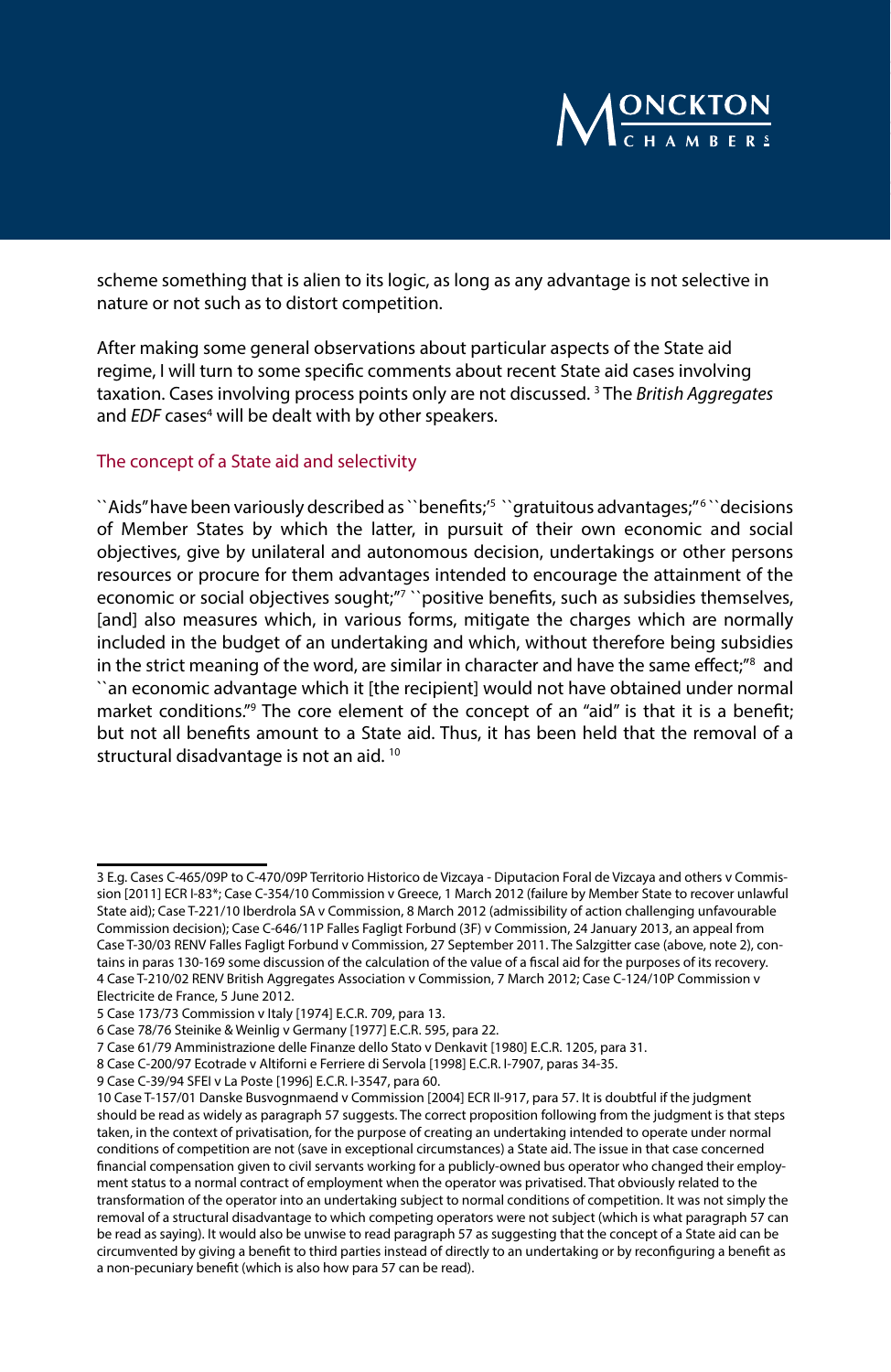scheme something that is alien to its logic, as long as any advantage is not selective in nature or not such as to distort competition.

After making some general observations about particular aspects of the State aid regime, I will turn to some specific comments about recent State aid cases involving taxation. Cases involving process points only are not discussed. [3] The *British Aggregates* and *EDF* cases[4] will be dealt with by other speakers.

## The concept of a State aid and selectivity

``Aids" have been variously described as ``benefits;'[5] ``gratuitous advantages;"[6] ``decisions of Member States by which the latter, in pursuit of their own economic and social objectives, give by unilateral and autonomous decision, undertakings or other persons resources or procure for them advantages intended to encourage the attainment of the economic or social objectives sought;"[7] ``positive benefits, such as subsidies themselves, [and] also measures which, in various forms, mitigate the charges which are normally included in the budget of an undertaking and which, without therefore being subsidies in the strict meaning of the word, are similar in character and have the same effect;"[8] and ``an economic advantage which it [the recipient] would not have obtained under normal market conditions."[9] The core element of the concept of an "aid" is that it is a benefit; but not all benefits amount to a State aid. Thus, it has been held that the removal of a structural disadvantage is not an aid. [10]

---

3 E.g. Cases C-465/09P to C-470/09P Territorio Historico de Vizcaya - Diputacion Foral de Vizcaya and others v Commission [2011] ECR I-83*; Case C-354/10 Commission v Greece, 1 March 2012 (failure by Member State to recover unlawful State aid); Case T-221/10 Iberdrola SA v Commission, 8 March 2012 (admissibility of action challenging unfavourable Commission decision); Case C-646/11P Falles Fagligt Forbund (3F) v Commission, 24 January 2013, an appeal from Case T-30/03 RENV Falles Fagligt Forbund v Commission, 27 September 2011. The Salzgitter case (above, note 2), contains in paras 130-169 some discussion of the calculation of the value of a fiscal aid for the purposes of its recovery.

4 Case T-210/02 RENV British Aggregates Association v Commission, 7 March 2012; Case C-124/10P Commission v Electricite de France, 5 June 2012.

5 Case 173/73 Commission v Italy [1974] E.C.R. 709, para 13.

6 Case 78/76 Steinike & Weinlig v Germany [1977] E.C.R. 595, para 22.

7 Case 61/79 Amministrazione delle Finanze dello Stato v Denkavit [1980] E.C.R. 1205, para 31.

8 Case C-200/97 Ecotrade v Altiforni e Ferriere di Servola [1998] E.C.R. I-7907, paras 34-35.

9 Case C-39/94 SFEI v La Poste [1996] E.C.R. I-3547, para 60.

10 Case T-157/01 Danske Busvognmaend v Commission [2004] ECR II-917, para 57. It is doubtful if the judgment should be read as widely as paragraph 57 suggests. The correct proposition following from the judgment is that steps taken, in the context of privatisation, for the purpose of creating an undertaking intended to operate under normal conditions of competition are not (save in exceptional circumstances) a State aid. The issue in that case concerned financial compensation given to civil servants working for a publicly-owned bus operator who changed their employment status to a normal contract of employment when the operator was privatised. That obviously related to the transformation of the operator into an undertaking subject to normal conditions of competition. It was not simply the removal of a structural disadvantage to which competing operators were not subject (which is what paragraph 57 can be read as saying). It would also be unwise to read paragraph 57 as suggesting that the concept of a State aid can be circumvented by giving a benefit to third parties instead of directly to an undertaking or by reconfiguring a benefit as a non-pecuniary benefit (which is also how para 57 can be read).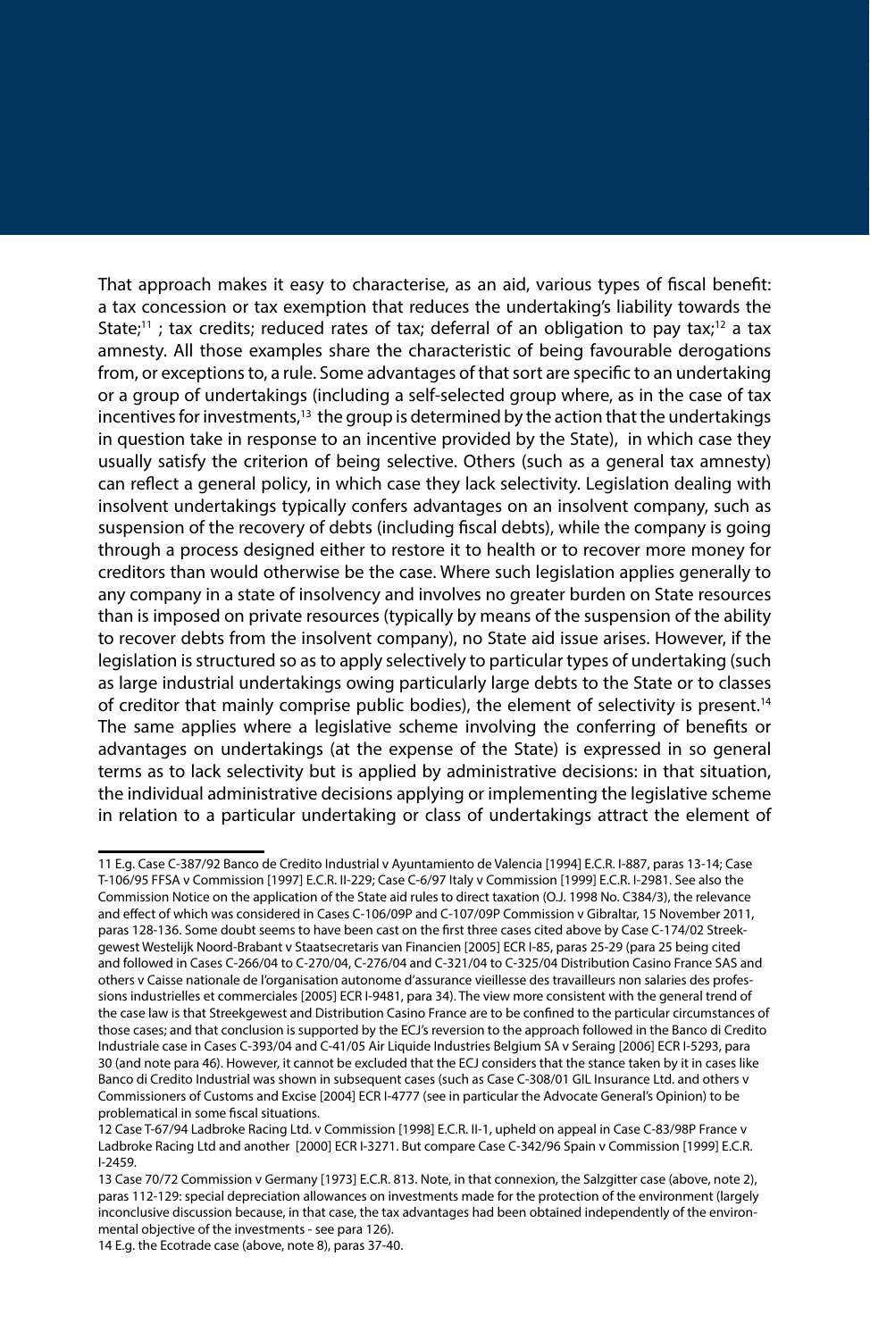That approach makes it easy to characterise, as an aid, various types of fiscal benefit: a tax concession or tax exemption that reduces the undertaking's liability towards the State;[11] ; tax credits; reduced rates of tax; deferral of an obligation to pay tax;[12] a tax amnesty. All those examples share the characteristic of being favourable derogations from, or exceptions to, a rule. Some advantages of that sort are specific to an undertaking or a group of undertakings (including a self-selected group where, as in the case of tax incentives for investments,[13] the group is determined by the action that the undertakings in question take in response to an incentive provided by the State), in which case they usually satisfy the criterion of being selective. Others (such as a general tax amnesty) can reflect a general policy, in which case they lack selectivity. Legislation dealing with insolvent undertakings typically confers advantages on an insolvent company, such as suspension of the recovery of debts (including fiscal debts), while the company is going through a process designed either to restore it to health or to recover more money for creditors than would otherwise be the case. Where such legislation applies generally to any company in a state of insolvency and involves no greater burden on State resources than is imposed on private resources (typically by means of the suspension of the ability to recover debts from the insolvent company), no State aid issue arises. However, if the legislation is structured so as to apply selectively to particular types of undertaking (such as large industrial undertakings owing particularly large debts to the State or to classes of creditor that mainly comprise public bodies), the element of selectivity is present.[14] The same applies where a legislative scheme involving the conferring of benefits or advantages on undertakings (at the expense of the State) is expressed in so general terms as to lack selectivity but is applied by administrative decisions: in that situation, the individual administrative decisions applying or implementing the legislative scheme in relation to a particular undertaking or class of undertakings attract the element of

---

11 E.g. Case C-387/92 Banco de Credito Industrial v Ayuntamiento de Valencia [1994] E.C.R. I-887, paras 13-14; Case T-106/95 FFSA v Commission [1997] E.C.R. II-229; Case C-6/97 Italy v Commission [1999] E.C.R. I-2981. See also the Commission Notice on the application of the State aid rules to direct taxation (O.J. 1998 No. C384/3), the relevance and effect of which was considered in Cases C-106/09P and C-107/09P Commission v Gibraltar, 15 November 2011, paras 128-136. Some doubt seems to have been cast on the first three cases cited above by Case C-174/02 Streekgewest Westelijk Noord-Brabant v Staatsecretaris van Financien [2005] ECR I-85, paras 25-29 (para 25 being cited and followed in Cases C-266/04 to C-270/04, C-276/04 and C-321/04 to C-325/04 Distribution Casino France SAS and others v Caisse nationale de l'organisation autonome d'assurance vieillesse des travailleurs non salaries des professions industrielles et commerciales [2005] ECR I-9481, para 34). The view more consistent with the general trend of the case law is that Streekgewest and Distribution Casino France are to be confined to the particular circumstances of those cases; and that conclusion is supported by the ECJ's reversion to the approach followed in the Banco di Credito Industriale case in Cases C-393/04 and C-41/05 Air Liquide Industries Belgium SA v Seraing [2006] ECR I-5293, para 30 (and note para 46). However, it cannot be excluded that the ECJ considers that the stance taken by it in cases like Banco di Credito Industrial was shown in subsequent cases (such as Case C-308/01 GIL Insurance Ltd. and others v Commissioners of Customs and Excise [2004] ECR I-4777 (see in particular the Advocate General's Opinion) to be problematical in some fiscal situations.

12 Case T-67/94 Ladbroke Racing Ltd. v Commission [1998] E.C.R. II-1, upheld on appeal in Case C-83/98P France v Ladbroke Racing Ltd and another [2000] ECR I-3271. But compare Case C-342/96 Spain v Commission [1999] E.C.R. I-2459.

13 Case 70/72 Commission v Germany [1973] E.C.R. 813. Note, in that connexion, the Salzgitter case (above, note 2), paras 112-129: special depreciation allowances on investments made for the protection of the environment (largely inconclusive discussion because, in that case, the tax advantages had been obtained independently of the environmental objective of the investments - see para 126).

14 E.g. the Ecotrade case (above, note 8), paras 37-40.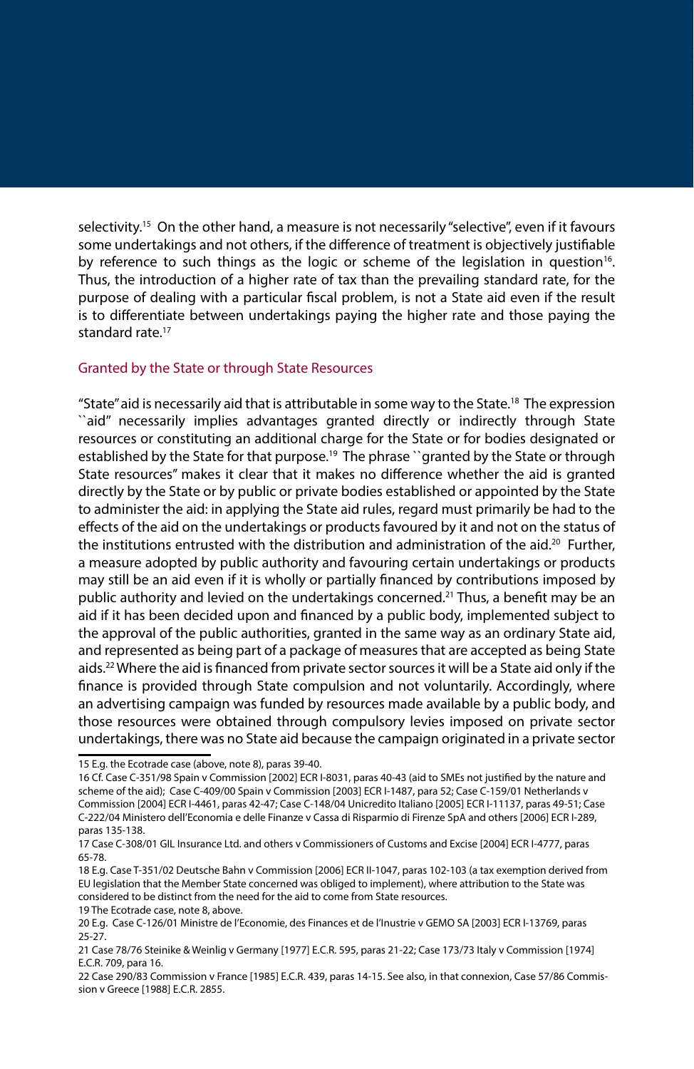selectivity.[15] On the other hand, a measure is not necessarily "selective", even if it favours some undertakings and not others, if the difference of treatment is objectively justifiable by reference to such things as the logic or scheme of the legislation in question[16]. Thus, the introduction of a higher rate of tax than the prevailing standard rate, for the purpose of dealing with a particular fiscal problem, is not a State aid even if the result is to differentiate between undertakings paying the higher rate and those paying the standard rate.[17]

## Granted by the State or through State Resources

"State" aid is necessarily aid that is attributable in some way to the State.[18] The expression ``aid" necessarily implies advantages granted directly or indirectly through State resources or constituting an additional charge for the State or for bodies designated or established by the State for that purpose.[19] The phrase ``granted by the State or through State resources" makes it clear that it makes no difference whether the aid is granted directly by the State or by public or private bodies established or appointed by the State to administer the aid: in applying the State aid rules, regard must primarily be had to the effects of the aid on the undertakings or products favoured by it and not on the status of the institutions entrusted with the distribution and administration of the aid.[20] Further, a measure adopted by public authority and favouring certain undertakings or products may still be an aid even if it is wholly or partially financed by contributions imposed by public authority and levied on the undertakings concerned.[21] Thus, a benefit may be an aid if it has been decided upon and financed by a public body, implemented subject to the approval of the public authorities, granted in the same way as an ordinary State aid, and represented as being part of a package of measures that are accepted as being State aids.[22] Where the aid is financed from private sector sources it will be a State aid only if the finance is provided through State compulsion and not voluntarily. Accordingly, where an advertising campaign was funded by resources made available by a public body, and those resources were obtained through compulsory levies imposed on private sector undertakings, there was no State aid because the campaign originated in a private sector

---

15 E.g. the Ecotrade case (above, note 8), paras 39-40.

16 Cf. Case C-351/98 Spain v Commission [2002] ECR I-8031, paras 40-43 (aid to SMEs not justified by the nature and scheme of the aid); Case C-409/00 Spain v Commission [2003] ECR I-1487, para 52; Case C-159/01 Netherlands v Commission [2004] ECR I-4461, paras 42-47; Case C-148/04 Unicredito Italiano [2005] ECR I-11137, paras 49-51; Case C-222/04 Ministero dell'Economia e delle Finanze v Cassa di Risparmio di Firenze SpA and others [2006] ECR I-289, paras 135-138.

17 Case C-308/01 GIL Insurance Ltd. and others v Commissioners of Customs and Excise [2004] ECR I-4777, paras 65-78.

18 E.g. Case T-351/02 Deutsche Bahn v Commission [2006] ECR II-1047, paras 102-103 (a tax exemption derived from EU legislation that the Member State concerned was obliged to implement), where attribution to the State was considered to be distinct from the need for the aid to come from State resources.

19 The Ecotrade case, note 8, above.

20 E.g. Case C-126/01 Ministre de l'Economie, des Finances et de l'Inustrie v GEMO SA [2003] ECR I-13769, paras 25-27.

21 Case 78/76 Steinike & Weinlig v Germany [1977] E.C.R. 595, paras 21-22; Case 173/73 Italy v Commission [1974] E.C.R. 709, para 16.

22 Case 290/83 Commission v France [1985] E.C.R. 439, paras 14-15. See also, in that connexion, Case 57/86 Commission v Greece [1988] E.C.R. 2855.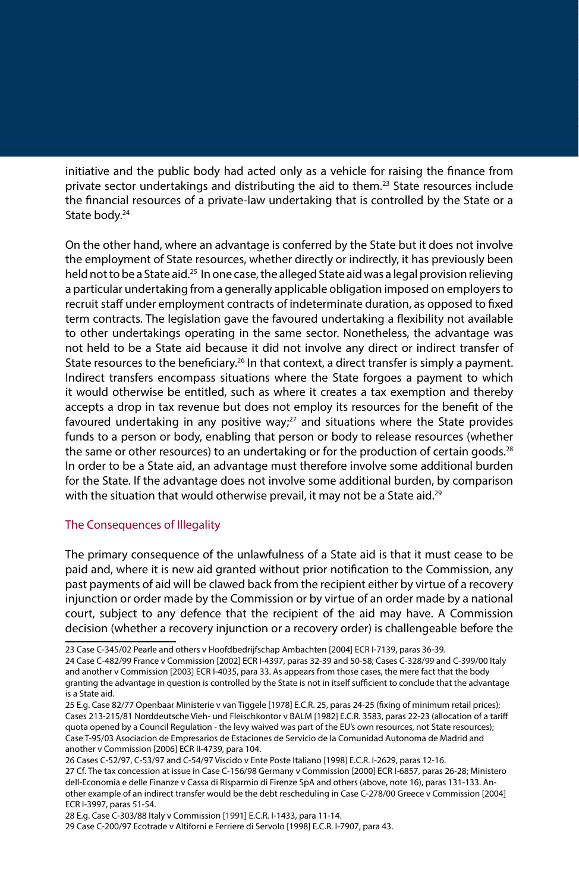initiative and the public body had acted only as a vehicle for raising the finance from private sector undertakings and distributing the aid to them.[23] State resources include the financial resources of a private-law undertaking that is controlled by the State or a State body.[24]

On the other hand, where an advantage is conferred by the State but it does not involve the employment of State resources, whether directly or indirectly, it has previously been held not to be a State aid.[25] In one case, the alleged State aid was a legal provision relieving a particular undertaking from a generally applicable obligation imposed on employers to recruit staff under employment contracts of indeterminate duration, as opposed to fixed term contracts. The legislation gave the favoured undertaking a flexibility not available to other undertakings operating in the same sector. Nonetheless, the advantage was not held to be a State aid because it did not involve any direct or indirect transfer of State resources to the beneficiary.[26] In that context, a direct transfer is simply a payment. Indirect transfers encompass situations where the State forgoes a payment to which it would otherwise be entitled, such as where it creates a tax exemption and thereby accepts a drop in tax revenue but does not employ its resources for the benefit of the favoured undertaking in any positive way;[27] and situations where the State provides funds to a person or body, enabling that person or body to release resources (whether the same or other resources) to an undertaking or for the production of certain goods.[28] In order to be a State aid, an advantage must therefore involve some additional burden for the State. If the advantage does not involve some additional burden, by comparison with the situation that would otherwise prevail, it may not be a State aid.[29]

## The Consequences of Illegality

The primary consequence of the unlawfulness of a State aid is that it must cease to be paid and, where it is new aid granted without prior notification to the Commission, any past payments of aid will be clawed back from the recipient either by virtue of a recovery injunction or order made by the Commission or by virtue of an order made by a national court, subject to any defence that the recipient of the aid may have. A Commission decision (whether a recovery injunction or a recovery order) is challengeable before the

---

23 Case C-345/02 Pearle and others v Hoofdbedrijfschap Ambachten [2004] ECR I-7139, paras 36-39.

24 Case C-482/99 France v Commission [2002] ECR I-4397, paras 32-39 and 50-58; Cases C-328/99 and C-399/00 Italy and another v Commission [2003] ECR I-4035, para 33. As appears from those cases, the mere fact that the body granting the advantage in question is controlled by the State is not in itself sufficient to conclude that the advantage is a State aid.

25 E.g. Case 82/77 Openbaar Ministerie v van Tiggele [1978] E.C.R. 25, paras 24-25 (fixing of minimum retail prices); Cases 213-215/81 Norddeutsche Vieh- und Fleischkontor v BALM [1982] E.C.R. 3583, paras 22-23 (allocation of a tariff quota opened by a Council Regulation - the levy waived was part of the EU's own resources, not State resources); Case T-95/03 Asociacion de Empresarios de Estaciones de Servicio de la Comunidad Autonoma de Madrid and another v Commission [2006] ECR II-4739, para 104.

26 Cases C-52/97, C-53/97 and C-54/97 Viscido v Ente Poste Italiano [1998] E.C.R. I-2629, paras 12-16.

27 Cf. The tax concession at issue in Case C-156/98 Germany v Commission [2000] ECR I-6857, paras 26-28; Ministero dell-Economia e delle Finanze v Cassa di Risparmio di Firenze SpA and others (above, note 16), paras 131-133. Another example of an indirect transfer would be the debt rescheduling in Case C-278/00 Greece v Commission [2004] ECR I-3997, paras 51-54.

28 E.g. Case C-303/88 Italy v Commission [1991] E.C.R. I-1433, para 11-14.

29 Case C-200/97 Ecotrade v Altiforni e Ferriere di Servolo [1998] E.C.R. I-7907, para 43.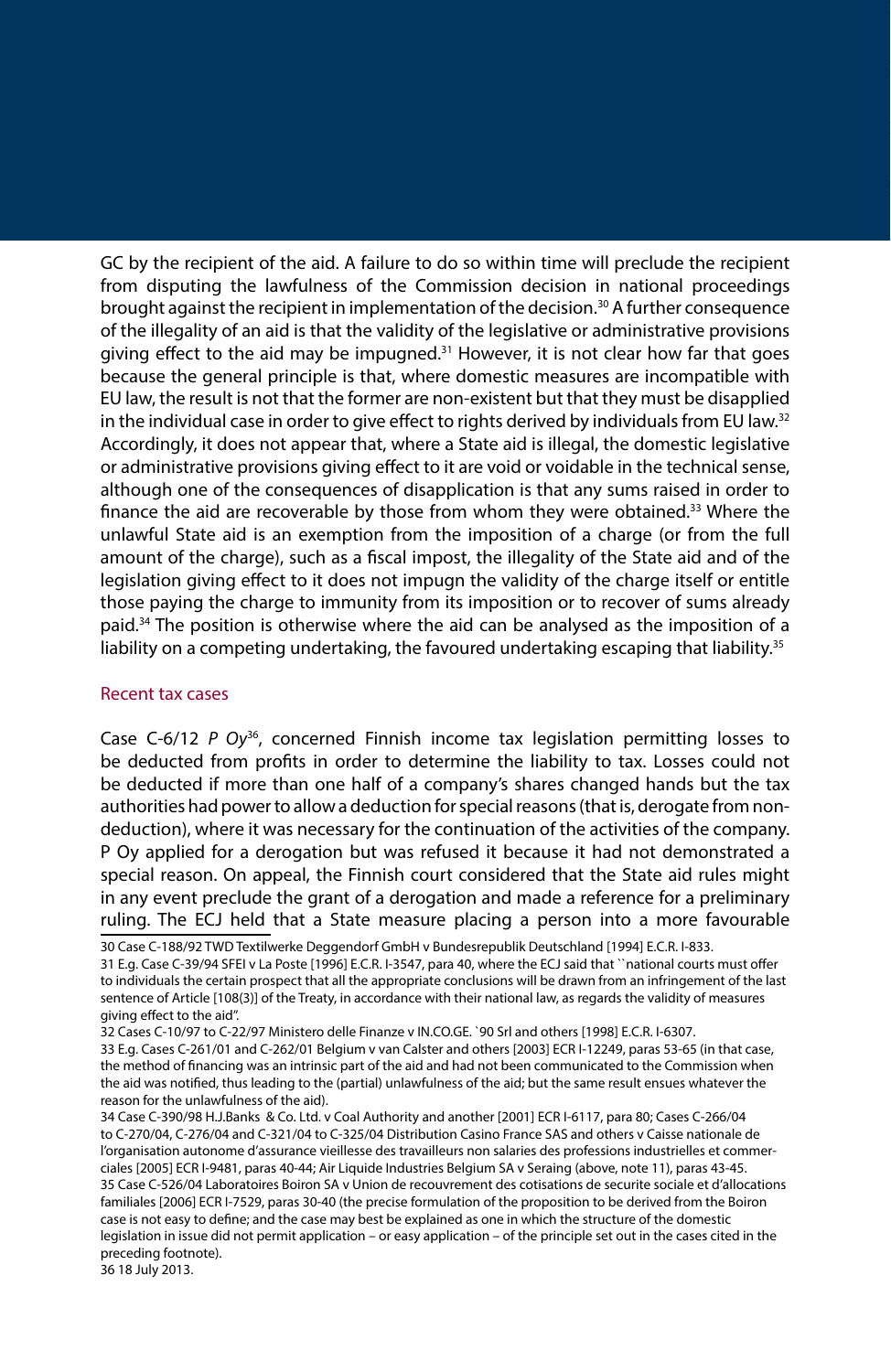GC by the recipient of the aid. A failure to do so within time will preclude the recipient from disputing the lawfulness of the Commission decision in national proceedings brought against the recipient in implementation of the decision.[30] A further consequence of the illegality of an aid is that the validity of the legislative or administrative provisions giving effect to the aid may be impugned.[31] However, it is not clear how far that goes because the general principle is that, where domestic measures are incompatible with EU law, the result is not that the former are non-existent but that they must be disapplied in the individual case in order to give effect to rights derived by individuals from EU law.[32] Accordingly, it does not appear that, where a State aid is illegal, the domestic legislative or administrative provisions giving effect to it are void or voidable in the technical sense, although one of the consequences of disapplication is that any sums raised in order to finance the aid are recoverable by those from whom they were obtained.[33] Where the unlawful State aid is an exemption from the imposition of a charge (or from the full amount of the charge), such as a fiscal impost, the illegality of the State aid and of the legislation giving effect to it does not impugn the validity of the charge itself or entitle those paying the charge to immunity from its imposition or to recover of sums already paid.[34] The position is otherwise where the aid can be analysed as the imposition of a liability on a competing undertaking, the favoured undertaking escaping that liability.[35]

## Recent tax cases

Case C-6/12 *P Oy*[36], concerned Finnish income tax legislation permitting losses to be deducted from profits in order to determine the liability to tax. Losses could not be deducted if more than one half of a company's shares changed hands but the tax authorities had power to allow a deduction for special reasons (that is, derogate from non-deduction), where it was necessary for the continuation of the activities of the company. P Oy applied for a derogation but was refused it because it had not demonstrated a special reason. On appeal, the Finnish court considered that the State aid rules might in any event preclude the grant of a derogation and made a reference for a preliminary ruling. The ECJ held that a State measure placing a person into a more favourable

---

30 Case C-188/92 TWD Textilwerke Deggendorf GmbH v Bundesrepublik Deutschland [1994] E.C.R. I-833.

31 E.g. Case C-39/94 SFEI v La Poste [1996] E.C.R. I-3547, para 40, where the ECJ said that ``national courts must offer to individuals the certain prospect that all the appropriate conclusions will be drawn from an infringement of the last sentence of Article [108(3)] of the Treaty, in accordance with their national law, as regards the validity of measures giving effect to the aid".

32 Cases C-10/97 to C-22/97 Ministero delle Finanze v IN.CO.GE. `90 Srl and others [1998] E.C.R. I-6307.

33 E.g. Cases C-261/01 and C-262/01 Belgium v van Calster and others [2003] ECR I-12249, paras 53-65 (in that case, the method of financing was an intrinsic part of the aid and had not been communicated to the Commission when the aid was notified, thus leading to the (partial) unlawfulness of the aid; but the same result ensues whatever the reason for the unlawfulness of the aid).

34 Case C-390/98 H.J.Banks & Co. Ltd. v Coal Authority and another [2001] ECR I-6117, para 80; Cases C-266/04 to C-270/04, C-276/04 and C-321/04 to C-325/04 Distribution Casino France SAS and others v Caisse nationale de l'organisation autonome d'assurance vieillesse des travailleurs non salaries des professions industrielles et commerciales [2005] ECR I-9481, paras 40-44; Air Liquide Industries Belgium SA v Seraing (above, note 11), paras 43-45.

35 Case C-526/04 Laboratoires Boiron SA v Union de recouvrement des cotisations de securite sociale et d'allocations familiales [2006] ECR I-7529, paras 30-40 (the precise formulation of the proposition to be derived from the Boiron case is not easy to define; and the case may best be explained as one in which the structure of the domestic legislation in issue did not permit application – or easy application – of the principle set out in the cases cited in the preceding footnote).

36 18 July 2013.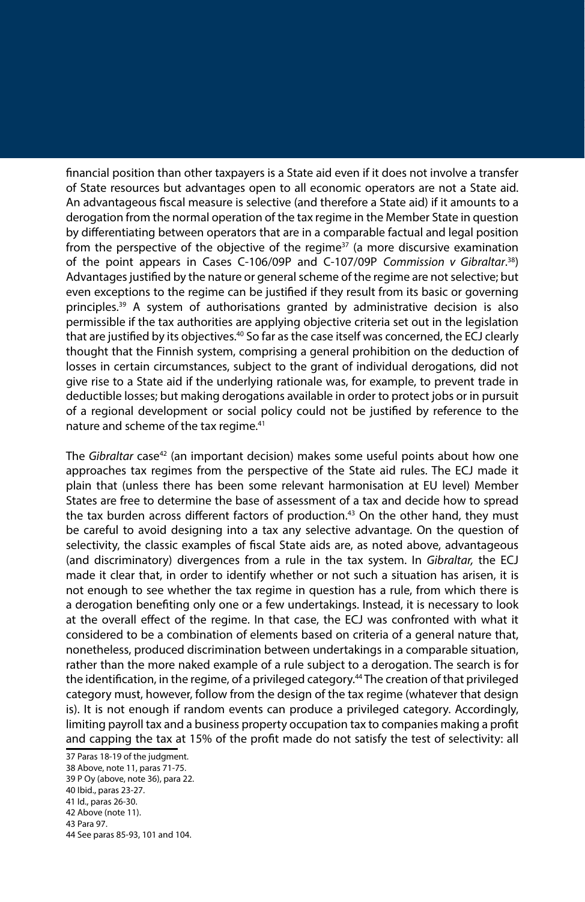financial position than other taxpayers is a State aid even if it does not involve a transfer of State resources but advantages open to all economic operators are not a State aid. An advantageous fiscal measure is selective (and therefore a State aid) if it amounts to a derogation from the normal operation of the tax regime in the Member State in question by differentiating between operators that are in a comparable factual and legal position from the perspective of the objective of the regime[37] (a more discursive examination of the point appears in Cases C-106/09P and C-107/09P *Commission v Gibraltar*.[38]) Advantages justified by the nature or general scheme of the regime are not selective; but even exceptions to the regime can be justified if they result from its basic or governing principles.[39] A system of authorisations granted by administrative decision is also permissible if the tax authorities are applying objective criteria set out in the legislation that are justified by its objectives.[40] So far as the case itself was concerned, the ECJ clearly thought that the Finnish system, comprising a general prohibition on the deduction of losses in certain circumstances, subject to the grant of individual derogations, did not give rise to a State aid if the underlying rationale was, for example, to prevent trade in deductible losses; but making derogations available in order to protect jobs or in pursuit of a regional development or social policy could not be justified by reference to the nature and scheme of the tax regime.[41]

The *Gibraltar* case[42] (an important decision) makes some useful points about how one approaches tax regimes from the perspective of the State aid rules. The ECJ made it plain that (unless there has been some relevant harmonisation at EU level) Member States are free to determine the base of assessment of a tax and decide how to spread the tax burden across different factors of production.[43] On the other hand, they must be careful to avoid designing into a tax any selective advantage. On the question of selectivity, the classic examples of fiscal State aids are, as noted above, advantageous (and discriminatory) divergences from a rule in the tax system. In *Gibraltar,* the ECJ made it clear that, in order to identify whether or not such a situation has arisen, it is not enough to see whether the tax regime in question has a rule, from which there is a derogation benefiting only one or a few undertakings. Instead, it is necessary to look at the overall effect of the regime. In that case, the ECJ was confronted with what it considered to be a combination of elements based on criteria of a general nature that, nonetheless, produced discrimination between undertakings in a comparable situation, rather than the more naked example of a rule subject to a derogation. The search is for the identification, in the regime, of a privileged category.[44] The creation of that privileged category must, however, follow from the design of the tax regime (whatever that design is). It is not enough if random events can produce a privileged category. Accordingly, limiting payroll tax and a business property occupation tax to companies making a profit and capping the tax at 15% of the profit made do not satisfy the test of selectivity: all

37 Paras 18-19 of the judgment.
38 Above, note 11, paras 71-75.
39 P Oy (above, note 36), para 22.
40 Ibid., paras 23-27.
41 Id., paras 26-30.
42 Above (note 11).
43 Para 97.
44 See paras 85-93, 101 and 104.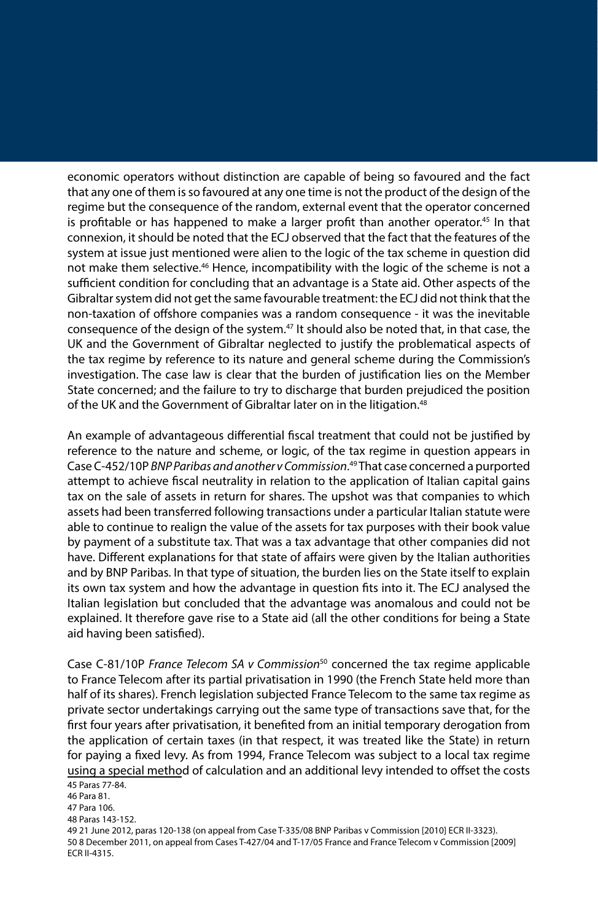economic operators without distinction are capable of being so favoured and the fact that any one of them is so favoured at any one time is not the product of the design of the regime but the consequence of the random, external event that the operator concerned is profitable or has happened to make a larger profit than another operator.[45] In that connexion, it should be noted that the ECJ observed that the fact that the features of the system at issue just mentioned were alien to the logic of the tax scheme in question did not make them selective.[46] Hence, incompatibility with the logic of the scheme is not a sufficient condition for concluding that an advantage is a State aid. Other aspects of the Gibraltar system did not get the same favourable treatment: the ECJ did not think that the non-taxation of offshore companies was a random consequence - it was the inevitable consequence of the design of the system.[47] It should also be noted that, in that case, the UK and the Government of Gibraltar neglected to justify the problematical aspects of the tax regime by reference to its nature and general scheme during the Commission's investigation. The case law is clear that the burden of justification lies on the Member State concerned; and the failure to try to discharge that burden prejudiced the position of the UK and the Government of Gibraltar later on in the litigation.[48]

An example of advantageous differential fiscal treatment that could not be justified by reference to the nature and scheme, or logic, of the tax regime in question appears in Case C-452/10P *BNP Paribas and another v Commission*.[49] That case concerned a purported attempt to achieve fiscal neutrality in relation to the application of Italian capital gains tax on the sale of assets in return for shares. The upshot was that companies to which assets had been transferred following transactions under a particular Italian statute were able to continue to realign the value of the assets for tax purposes with their book value by payment of a substitute tax. That was a tax advantage that other companies did not have. Different explanations for that state of affairs were given by the Italian authorities and by BNP Paribas. In that type of situation, the burden lies on the State itself to explain its own tax system and how the advantage in question fits into it. The ECJ analysed the Italian legislation but concluded that the advantage was anomalous and could not be explained. It therefore gave rise to a State aid (all the other conditions for being a State aid having been satisfied).

Case C-81/10P *France Telecom SA v Commission*[50] concerned the tax regime applicable to France Telecom after its partial privatisation in 1990 (the French State held more than half of its shares). French legislation subjected France Telecom to the same tax regime as private sector undertakings carrying out the same type of transactions save that, for the first four years after privatisation, it benefited from an initial temporary derogation from the application of certain taxes (in that respect, it was treated like the State) in return for paying a fixed levy. As from 1994, France Telecom was subject to a local tax regime using a special method of calculation and an additional levy intended to offset the costs

45 Paras 77-84.
46 Para 81.
47 Para 106.
48 Paras 143-152.
49 21 June 2012, paras 120-138 (on appeal from Case T-335/08 BNP Paribas v Commission [2010] ECR II-3323).
50 8 December 2011, on appeal from Cases T-427/04 and T-17/05 France and France Telecom v Commission [2009] ECR II-4315.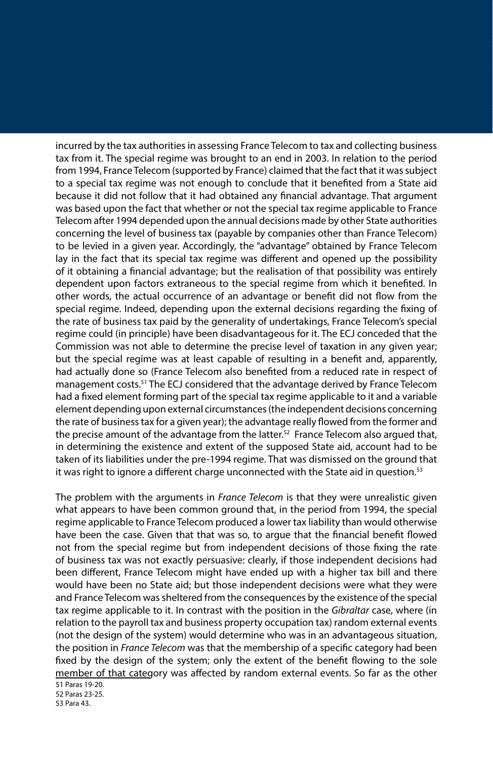incurred by the tax authorities in assessing France Telecom to tax and collecting business tax from it. The special regime was brought to an end in 2003. In relation to the period from 1994, France Telecom (supported by France) claimed that the fact that it was subject to a special tax regime was not enough to conclude that it benefited from a State aid because it did not follow that it had obtained any financial advantage. That argument was based upon the fact that whether or not the special tax regime applicable to France Telecom after 1994 depended upon the annual decisions made by other State authorities concerning the level of business tax (payable by companies other than France Telecom) to be levied in a given year. Accordingly, the "advantage" obtained by France Telecom lay in the fact that its special tax regime was different and opened up the possibility of it obtaining a financial advantage; but the realisation of that possibility was entirely dependent upon factors extraneous to the special regime from which it benefited. In other words, the actual occurrence of an advantage or benefit did not flow from the special regime. Indeed, depending upon the external decisions regarding the fixing of the rate of business tax paid by the generality of undertakings, France Telecom's special regime could (in principle) have been disadvantageous for it. The ECJ conceded that the Commission was not able to determine the precise level of taxation in any given year; but the special regime was at least capable of resulting in a benefit and, apparently, had actually done so (France Telecom also benefited from a reduced rate in respect of management costs.[51] The ECJ considered that the advantage derived by France Telecom had a fixed element forming part of the special tax regime applicable to it and a variable element depending upon external circumstances (the independent decisions concerning the rate of business tax for a given year); the advantage really flowed from the former and the precise amount of the advantage from the latter.[52] France Telecom also argued that, in determining the existence and extent of the supposed State aid, account had to be taken of its liabilities under the pre-1994 regime. That was dismissed on the ground that it was right to ignore a different charge unconnected with the State aid in question.[53]

The problem with the arguments in *France Telecom* is that they were unrealistic given what appears to have been common ground that, in the period from 1994, the special regime applicable to France Telecom produced a lower tax liability than would otherwise have been the case. Given that that was so, to argue that the financial benefit flowed not from the special regime but from independent decisions of those fixing the rate of business tax was not exactly persuasive: clearly, if those independent decisions had been different, France Telecom might have ended up with a higher tax bill and there would have been no State aid; but those independent decisions were what they were and France Telecom was sheltered from the consequences by the existence of the special tax regime applicable to it. In contrast with the position in the *Gibraltar* case, where (in relation to the payroll tax and business property occupation tax) random external events (not the design of the system) would determine who was in an advantageous situation, the position in *France Telecom* was that the membership of a specific category had been fixed by the design of the system; only the extent of the benefit flowing to the sole member of that category was affected by random external events. So far as the other

51 Paras 19-20.
52 Paras 23-25.
53 Para 43.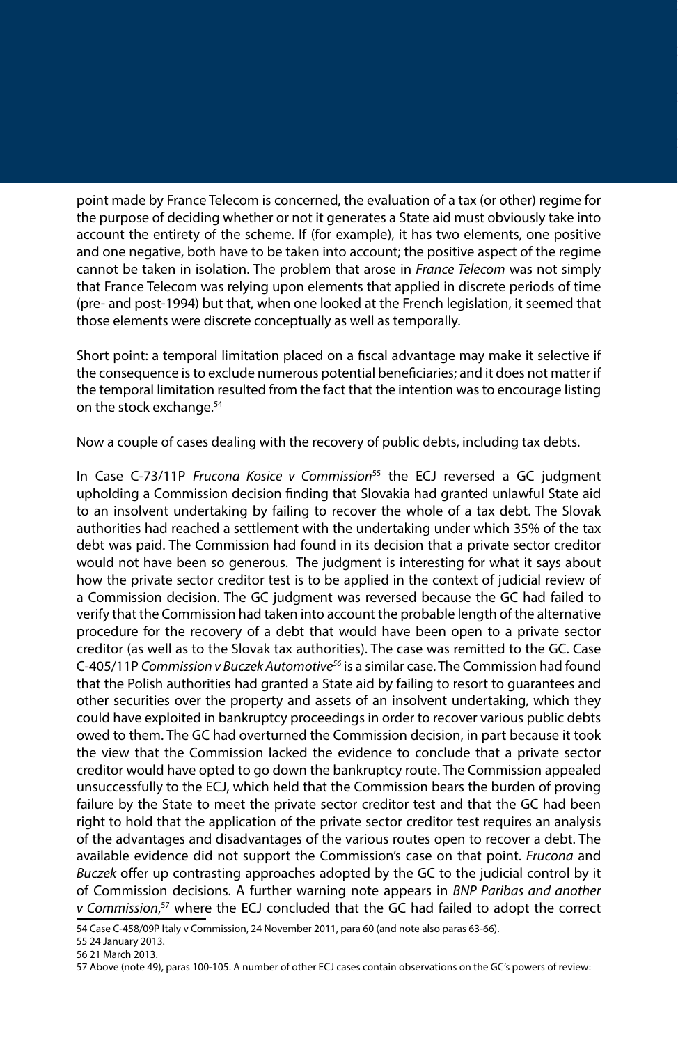point made by France Telecom is concerned, the evaluation of a tax (or other) regime for the purpose of deciding whether or not it generates a State aid must obviously take into account the entirety of the scheme. If (for example), it has two elements, one positive and one negative, both have to be taken into account; the positive aspect of the regime cannot be taken in isolation. The problem that arose in *France Telecom* was not simply that France Telecom was relying upon elements that applied in discrete periods of time (pre- and post-1994) but that, when one looked at the French legislation, it seemed that those elements were discrete conceptually as well as temporally.

Short point: a temporal limitation placed on a fiscal advantage may make it selective if the consequence is to exclude numerous potential beneficiaries; and it does not matter if the temporal limitation resulted from the fact that the intention was to encourage listing on the stock exchange.[54]

Now a couple of cases dealing with the recovery of public debts, including tax debts.

In Case C-73/11P *Frucona Kosice v Commission*[55] the ECJ reversed a GC judgment upholding a Commission decision finding that Slovakia had granted unlawful State aid to an insolvent undertaking by failing to recover the whole of a tax debt. The Slovak authorities had reached a settlement with the undertaking under which 35% of the tax debt was paid. The Commission had found in its decision that a private sector creditor would not have been so generous. The judgment is interesting for what it says about how the private sector creditor test is to be applied in the context of judicial review of a Commission decision. The GC judgment was reversed because the GC had failed to verify that the Commission had taken into account the probable length of the alternative procedure for the recovery of a debt that would have been open to a private sector creditor (as well as to the Slovak tax authorities). The case was remitted to the GC. Case C-405/11P *Commission v Buczek Automotive*[56] is a similar case. The Commission had found that the Polish authorities had granted a State aid by failing to resort to guarantees and other securities over the property and assets of an insolvent undertaking, which they could have exploited in bankruptcy proceedings in order to recover various public debts owed to them. The GC had overturned the Commission decision, in part because it took the view that the Commission lacked the evidence to conclude that a private sector creditor would have opted to go down the bankruptcy route. The Commission appealed unsuccessfully to the ECJ, which held that the Commission bears the burden of proving failure by the State to meet the private sector creditor test and that the GC had been right to hold that the application of the private sector creditor test requires an analysis of the advantages and disadvantages of the various routes open to recover a debt. The available evidence did not support the Commission's case on that point. *Frucona* and *Buczek* offer up contrasting approaches adopted by the GC to the judicial control by it of Commission decisions. A further warning note appears in *BNP Paribas and another v Commission*,[57] where the ECJ concluded that the GC had failed to adopt the correct

54 Case C-458/09P Italy v Commission, 24 November 2011, para 60 (and note also paras 63-66).

55 24 January 2013.

56 21 March 2013.

57 Above (note 49), paras 100-105. A number of other ECJ cases contain observations on the GC's powers of review: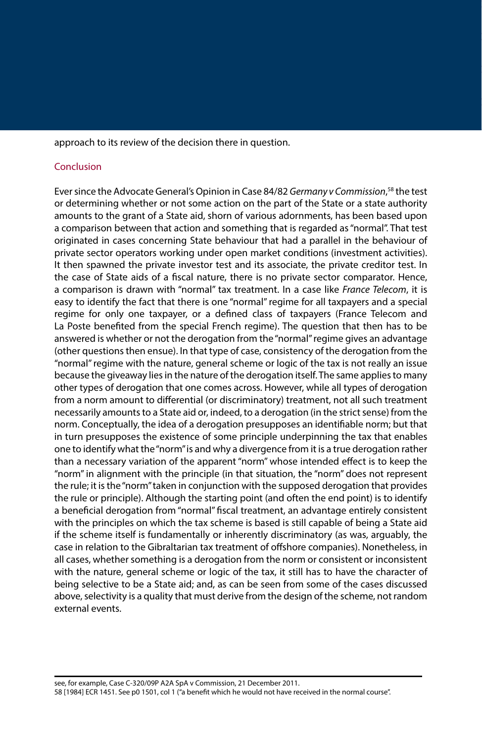approach to its review of the decision there in question.

## Conclusion

Ever since the Advocate General's Opinion in Case 84/82 *Germany v Commission*,[58] the test or determining whether or not some action on the part of the State or a state authority amounts to the grant of a State aid, shorn of various adornments, has been based upon a comparison between that action and something that is regarded as "normal". That test originated in cases concerning State behaviour that had a parallel in the behaviour of private sector operators working under open market conditions (investment activities). It then spawned the private investor test and its associate, the private creditor test. In the case of State aids of a fiscal nature, there is no private sector comparator. Hence, a comparison is drawn with "normal" tax treatment. In a case like *France Telecom*, it is easy to identify the fact that there is one "normal" regime for all taxpayers and a special regime for only one taxpayer, or a defined class of taxpayers (France Telecom and La Poste benefited from the special French regime). The question that then has to be answered is whether or not the derogation from the "normal" regime gives an advantage (other questions then ensue). In that type of case, consistency of the derogation from the "normal" regime with the nature, general scheme or logic of the tax is not really an issue because the giveaway lies in the nature of the derogation itself. The same applies to many other types of derogation that one comes across. However, while all types of derogation from a norm amount to differential (or discriminatory) treatment, not all such treatment necessarily amounts to a State aid or, indeed, to a derogation (in the strict sense) from the norm. Conceptually, the idea of a derogation presupposes an identifiable norm; but that in turn presupposes the existence of some principle underpinning the tax that enables one to identify what the "norm" is and why a divergence from it is a true derogation rather than a necessary variation of the apparent "norm" whose intended effect is to keep the "norm" in alignment with the principle (in that situation, the "norm" does not represent the rule; it is the "norm" taken in conjunction with the supposed derogation that provides the rule or principle). Although the starting point (and often the end point) is to identify a beneficial derogation from "normal" fiscal treatment, an advantage entirely consistent with the principles on which the tax scheme is based is still capable of being a State aid if the scheme itself is fundamentally or inherently discriminatory (as was, arguably, the case in relation to the Gibraltarian tax treatment of offshore companies). Nonetheless, in all cases, whether something is a derogation from the norm or consistent or inconsistent with the nature, general scheme or logic of the tax, it still has to have the character of being selective to be a State aid; and, as can be seen from some of the cases discussed above, selectivity is a quality that must derive from the design of the scheme, not random external events.

---

see, for example, Case C-320/09P A2A SpA v Commission, 21 December 2011.

58 [1984] ECR 1451. See p0 1501, col 1 ("a benefit which he would not have received in the normal course".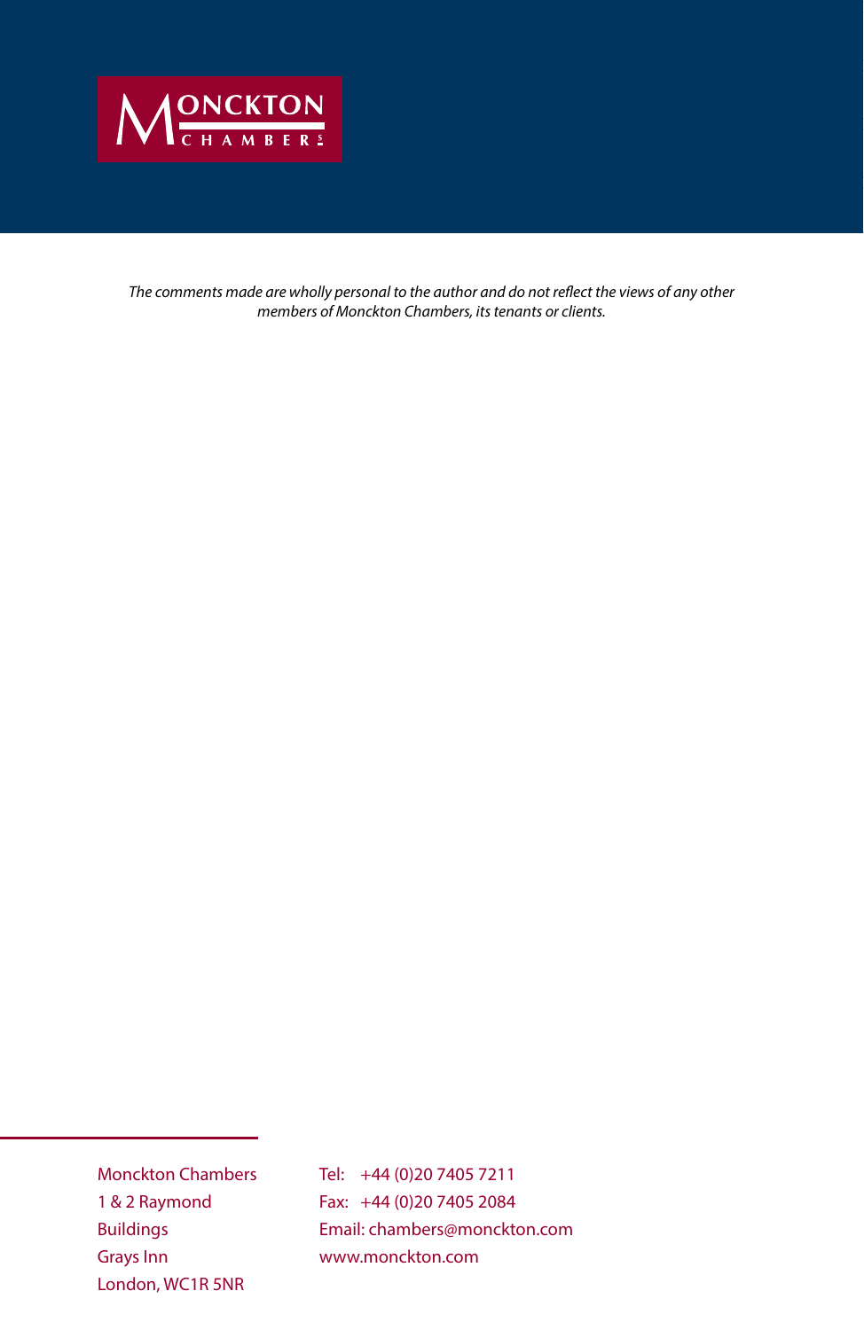MONCKTON CHAMBERS

*The comments made are wholly personal to the author and do not reflect the views of any other members of Monckton Chambers, its tenants or clients.*

Monckton Chambers
1 & 2 Raymond
Buildings
Grays Inn
London, WC1R 5NR

Tel: +44 (0)20 7405 7211
Fax: +44 (0)20 7405 2084
Email: chambers@monckton.com
www.monckton.com